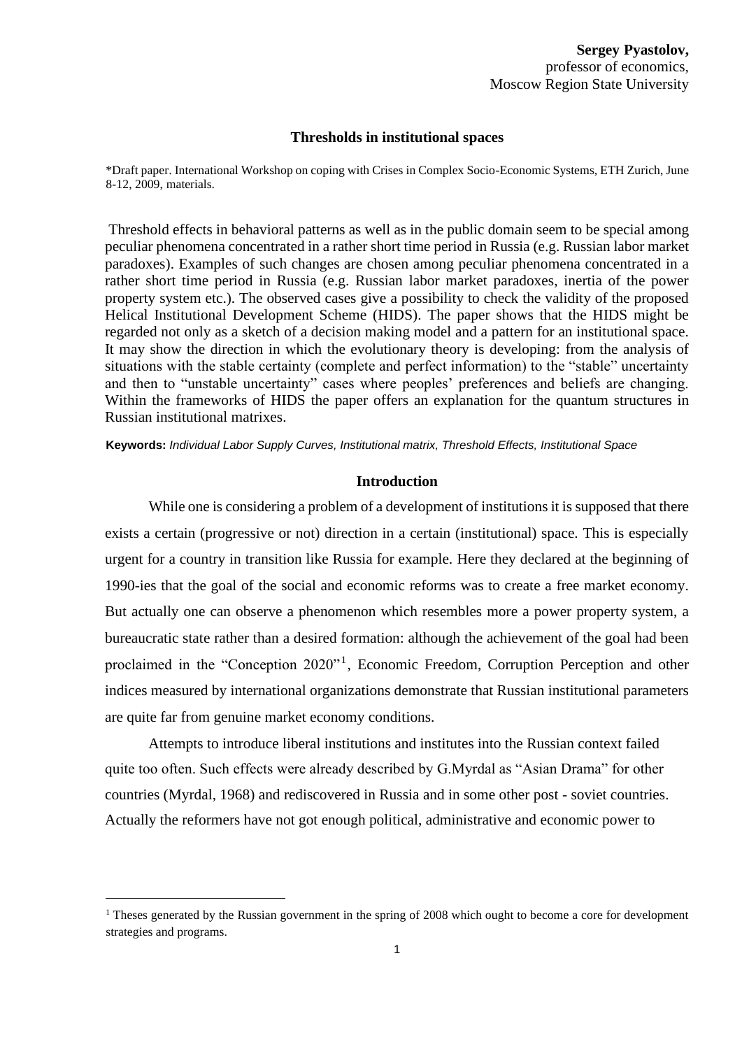**Sergey Pyastolov,**
professor of economics,
Moscow Region State University

## Thresholds in institutional spaces

*Draft paper. International Workshop on coping with Crises in Complex Socio-Economic Systems, ETH Zurich, June 8-12, 2009, materials.

Threshold effects in behavioral patterns as well as in the public domain seem to be special among peculiar phenomena concentrated in a rather short time period in Russia (e.g. Russian labor market paradoxes). Examples of such changes are chosen among peculiar phenomena concentrated in a rather short time period in Russia (e.g. Russian labor market paradoxes, inertia of the power property system etc.). The observed cases give a possibility to check the validity of the proposed Helical Institutional Development Scheme (HIDS). The paper shows that the HIDS might be regarded not only as a sketch of a decision making model and a pattern for an institutional space. It may show the direction in which the evolutionary theory is developing: from the analysis of situations with the stable certainty (complete and perfect information) to the "stable" uncertainty and then to "unstable uncertainty" cases where peoples' preferences and beliefs are changing. Within the frameworks of HIDS the paper offers an explanation for the quantum structures in Russian institutional matrixes.

**Keywords:** *Individual Labor Supply Curves, Institutional matrix, Threshold Effects, Institutional Space*

### Introduction

While one is considering a problem of a development of institutions it is supposed that there exists a certain (progressive or not) direction in a certain (institutional) space. This is especially urgent for a country in transition like Russia for example. Here they declared at the beginning of 1990-ies that the goal of the social and economic reforms was to create a free market economy. But actually one can observe a phenomenon which resembles more a power property system, a bureaucratic state rather than a desired formation: although the achievement of the goal had been proclaimed in the "Conception 2020"[1], Economic Freedom, Corruption Perception and other indices measured by international organizations demonstrate that Russian institutional parameters are quite far from genuine market economy conditions.

Attempts to introduce liberal institutions and institutes into the Russian context failed quite too often. Such effects were already described by G.Myrdal as "Asian Drama" for other countries (Myrdal, 1968) and rediscovered in Russia and in some other post - soviet countries. Actually the reformers have not got enough political, administrative and economic power to

---

[1] Theses generated by the Russian government in the spring of 2008 which ought to become a core for development strategies and programs.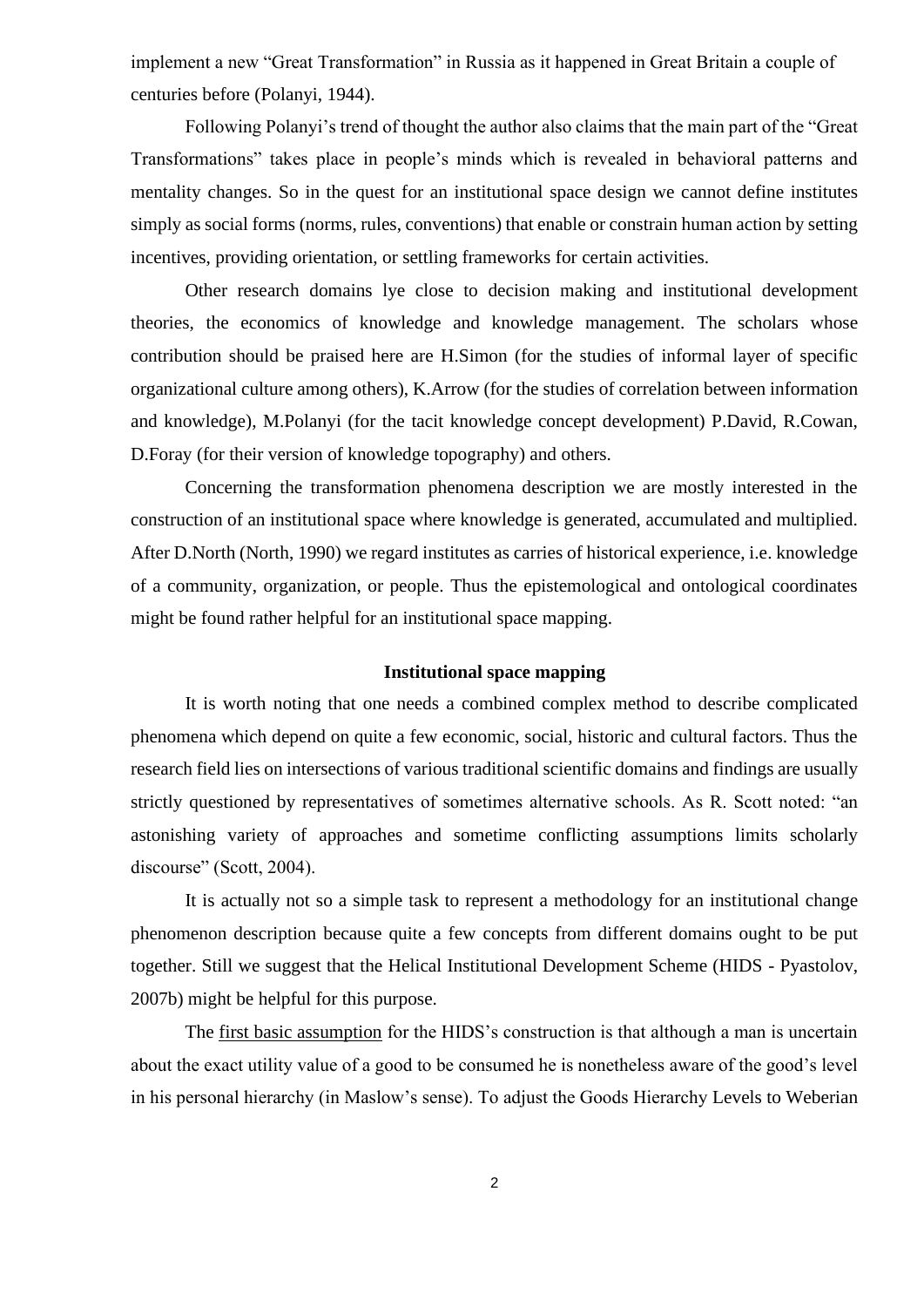implement a new "Great Transformation" in Russia as it happened in Great Britain a couple of centuries before (Polanyi, 1944).

Following Polanyi's trend of thought the author also claims that the main part of the "Great Transformations" takes place in people's minds which is revealed in behavioral patterns and mentality changes. So in the quest for an institutional space design we cannot define institutes simply as social forms (norms, rules, conventions) that enable or constrain human action by setting incentives, providing orientation, or settling frameworks for certain activities.

Other research domains lye close to decision making and institutional development theories, the economics of knowledge and knowledge management. The scholars whose contribution should be praised here are H.Simon (for the studies of informal layer of specific organizational culture among others), K.Arrow (for the studies of correlation between information and knowledge), M.Polanyi (for the tacit knowledge concept development) P.David, R.Cowan, D.Foray (for their version of knowledge topography) and others.

Concerning the transformation phenomena description we are mostly interested in the construction of an institutional space where knowledge is generated, accumulated and multiplied. After D.North (North, 1990) we regard institutes as carries of historical experience, i.e. knowledge of a community, organization, or people. Thus the epistemological and ontological coordinates might be found rather helpful for an institutional space mapping.

## Institutional space mapping

It is worth noting that one needs a combined complex method to describe complicated phenomena which depend on quite a few economic, social, historic and cultural factors. Thus the research field lies on intersections of various traditional scientific domains and findings are usually strictly questioned by representatives of sometimes alternative schools. As R. Scott noted: "an astonishing variety of approaches and sometime conflicting assumptions limits scholarly discourse" (Scott, 2004).

It is actually not so a simple task to represent a methodology for an institutional change phenomenon description because quite a few concepts from different domains ought to be put together. Still we suggest that the Helical Institutional Development Scheme (HIDS - Pyastolov, 2007b) might be helpful for this purpose.

The first basic assumption for the HIDS's construction is that although a man is uncertain about the exact utility value of a good to be consumed he is nonetheless aware of the good's level in his personal hierarchy (in Maslow's sense). To adjust the Goods Hierarchy Levels to Weberian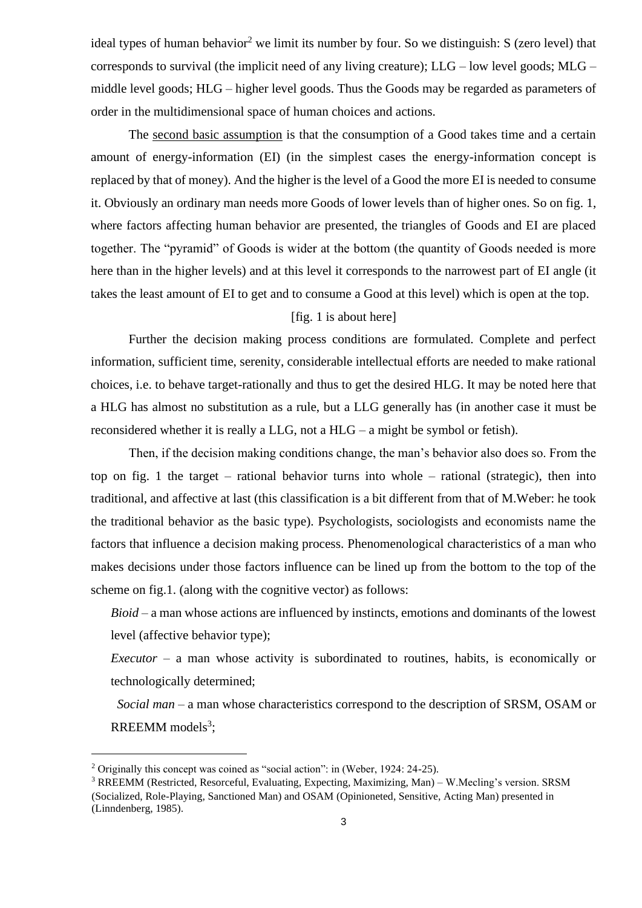ideal types of human behavior[2] we limit its number by four. So we distinguish: S (zero level) that corresponds to survival (the implicit need of any living creature); LLG – low level goods; MLG – middle level goods; HLG – higher level goods. Thus the Goods may be regarded as parameters of order in the multidimensional space of human choices and actions.

The second basic assumption is that the consumption of a Good takes time and a certain amount of energy-information (EI) (in the simplest cases the energy-information concept is replaced by that of money). And the higher is the level of a Good the more EI is needed to consume it. Obviously an ordinary man needs more Goods of lower levels than of higher ones. So on fig. 1, where factors affecting human behavior are presented, the triangles of Goods and EI are placed together. The "pyramid" of Goods is wider at the bottom (the quantity of Goods needed is more here than in the higher levels) and at this level it corresponds to the narrowest part of EI angle (it takes the least amount of EI to get and to consume a Good at this level) which is open at the top.

[fig. 1 is about here]

Further the decision making process conditions are formulated. Complete and perfect information, sufficient time, serenity, considerable intellectual efforts are needed to make rational choices, i.e. to behave target-rationally and thus to get the desired HLG. It may be noted here that a HLG has almost no substitution as a rule, but a LLG generally has (in another case it must be reconsidered whether it is really a LLG, not a HLG – a might be symbol or fetish).

Then, if the decision making conditions change, the man's behavior also does so. From the top on fig. 1 the target – rational behavior turns into whole – rational (strategic), then into traditional, and affective at last (this classification is a bit different from that of M.Weber: he took the traditional behavior as the basic type). Psychologists, sociologists and economists name the factors that influence a decision making process. Phenomenological characteristics of a man who makes decisions under those factors influence can be lined up from the bottom to the top of the scheme on fig.1. (along with the cognitive vector) as follows:

*Bioid* – a man whose actions are influenced by instincts, emotions and dominants of the lowest level (affective behavior type);

*Executor* – a man whose activity is subordinated to routines, habits, is economically or technologically determined;

*Social man* – a man whose characteristics correspond to the description of SRSM, OSAM or RREEMM models[3];

---

[2] Originally this concept was coined as "social action": in (Weber, 1924: 24-25).

[3] RREEMM (Restricted, Resorceful, Evaluating, Expecting, Maximizing, Man) – W.Mecling's version. SRSM (Socialized, Role-Playing, Sanctioned Man) and OSAM (Opinioneted, Sensitive, Acting Man) presented in (Linndenberg, 1985).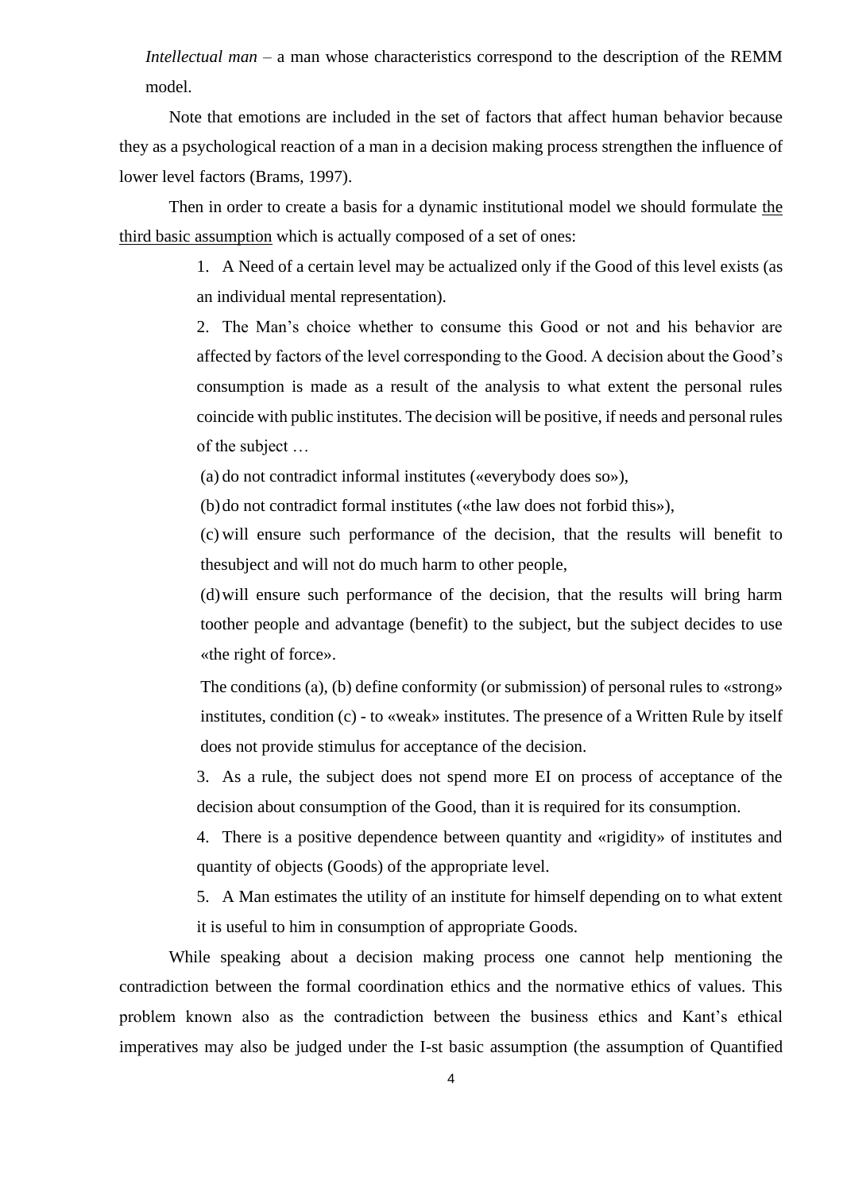*Intellectual man* – a man whose characteristics correspond to the description of the REMM model.

Note that emotions are included in the set of factors that affect human behavior because they as a psychological reaction of a man in a decision making process strengthen the influence of lower level factors (Brams, 1997).

Then in order to create a basis for a dynamic institutional model we should formulate <u>the third basic assumption</u> which is actually composed of a set of ones:

1. A Need of a certain level may be actualized only if the Good of this level exists (as an individual mental representation).
2. The Man's choice whether to consume this Good or not and his behavior are affected by factors of the level corresponding to the Good. A decision about the Good's consumption is made as a result of the analysis to what extent the personal rules coincide with public institutes. The decision will be positive, if needs and personal rules of the subject …

   (a) do not contradict informal institutes («everybody does so»),

   (b) do not contradict formal institutes («the law does not forbid this»),

   (c) will ensure such performance of the decision, that the results will benefit to thesubject and will not do much harm to other people,

   (d) will ensure such performance of the decision, that the results will bring harm toother people and advantage (benefit) to the subject, but the subject decides to use «the right of force».

   The conditions (a), (b) define conformity (or submission) of personal rules to «strong» institutes, condition (c) - to «weak» institutes. The presence of a Written Rule by itself does not provide stimulus for acceptance of the decision.
3. As a rule, the subject does not spend more EI on process of acceptance of the decision about consumption of the Good, than it is required for its consumption.
4. There is a positive dependence between quantity and «rigidity» of institutes and quantity of objects (Goods) of the appropriate level.
5. A Man estimates the utility of an institute for himself depending on to what extent it is useful to him in consumption of appropriate Goods.

While speaking about a decision making process one cannot help mentioning the contradiction between the formal coordination ethics and the normative ethics of values. This problem known also as the contradiction between the business ethics and Kant's ethical imperatives may also be judged under the I-st basic assumption (the assumption of Quantified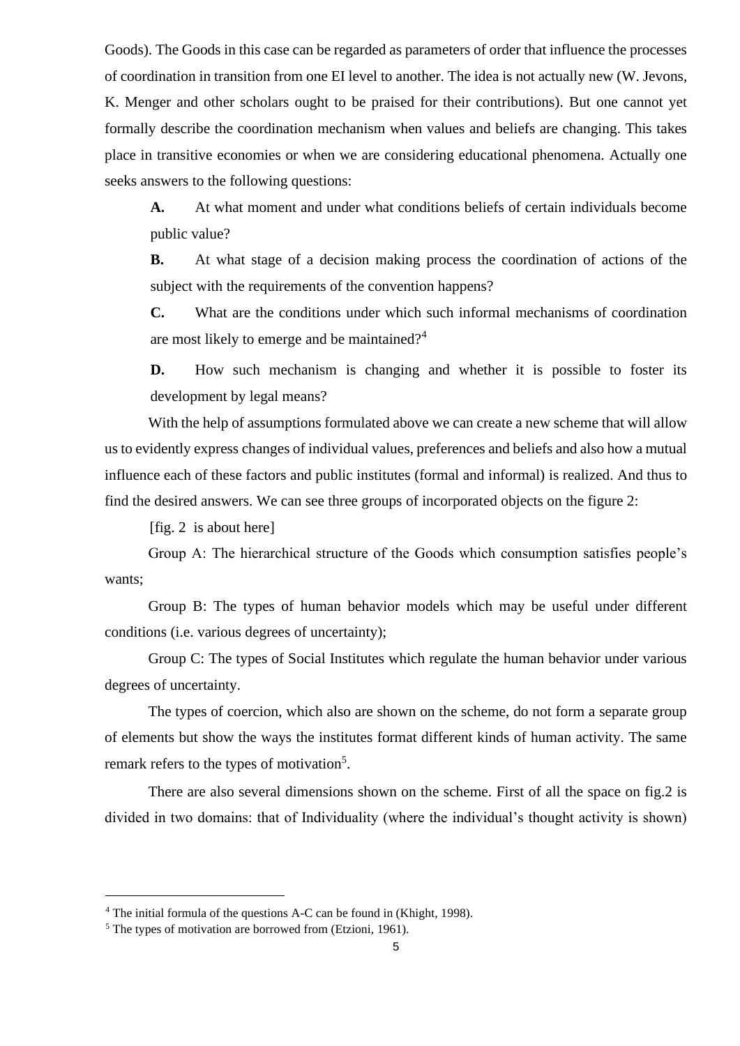Goods). The Goods in this case can be regarded as parameters of order that influence the processes of coordination in transition from one EI level to another. The idea is not actually new (W. Jevons, K. Menger and other scholars ought to be praised for their contributions). But one cannot yet formally describe the coordination mechanism when values and beliefs are changing. This takes place in transitive economies or when we are considering educational phenomena. Actually one seeks answers to the following questions:

**A.** At what moment and under what conditions beliefs of certain individuals become public value?

**B.** At what stage of a decision making process the coordination of actions of the subject with the requirements of the convention happens?

**C.** What are the conditions under which such informal mechanisms of coordination are most likely to emerge and be maintained?[4]

**D.** How such mechanism is changing and whether it is possible to foster its development by legal means?

With the help of assumptions formulated above we can create a new scheme that will allow us to evidently express changes of individual values, preferences and beliefs and also how a mutual influence each of these factors and public institutes (formal and informal) is realized. And thus to find the desired answers. We can see three groups of incorporated objects on the figure 2:

[fig. 2 is about here]

Group A: The hierarchical structure of the Goods which consumption satisfies people's wants;

Group B: The types of human behavior models which may be useful under different conditions (i.e. various degrees of uncertainty);

Group C: The types of Social Institutes which regulate the human behavior under various degrees of uncertainty.

The types of coercion, which also are shown on the scheme, do not form a separate group of elements but show the ways the institutes format different kinds of human activity. The same remark refers to the types of motivation[5].

There are also several dimensions shown on the scheme. First of all the space on fig.2 is divided in two domains: that of Individuality (where the individual's thought activity is shown)

---

[4] The initial formula of the questions A-C can be found in (Khight, 1998).

[5] The types of motivation are borrowed from (Etzioni, 1961).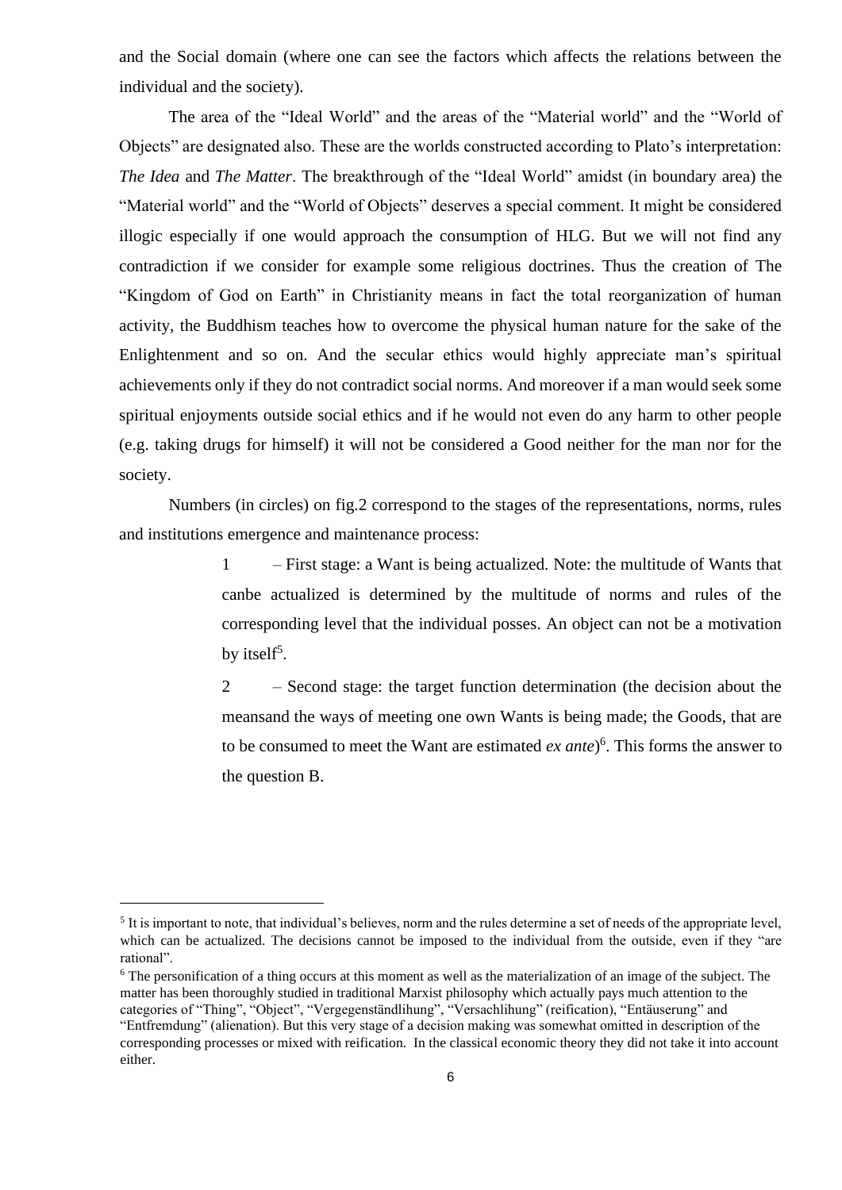and the Social domain (where one can see the factors which affects the relations between the individual and the society).

The area of the "Ideal World" and the areas of the "Material world" and the "World of Objects" are designated also. These are the worlds constructed according to Plato's interpretation: *The Idea* and *The Matter*. The breakthrough of the "Ideal World" amidst (in boundary area) the "Material world" and the "World of Objects" deserves a special comment. It might be considered illogic especially if one would approach the consumption of HLG. But we will not find any contradiction if we consider for example some religious doctrines. Thus the creation of The "Kingdom of God on Earth" in Christianity means in fact the total reorganization of human activity, the Buddhism teaches how to overcome the physical human nature for the sake of the Enlightenment and so on. And the secular ethics would highly appreciate man's spiritual achievements only if they do not contradict social norms. And moreover if a man would seek some spiritual enjoyments outside social ethics and if he would not even do any harm to other people (e.g. taking drugs for himself) it will not be considered a Good neither for the man nor for the society.

Numbers (in circles) on fig.2 correspond to the stages of the representations, norms, rules and institutions emergence and maintenance process:

1 – First stage: a Want is being actualized. Note: the multitude of Wants that canbe actualized is determined by the multitude of norms and rules of the corresponding level that the individual posses. An object can not be a motivation by itself[5].

2 – Second stage: the target function determination (the decision about the meansand the ways of meeting one own Wants is being made; the Goods, that are to be consumed to meet the Want are estimated *ex ante*)[6]. This forms the answer to the question B.

---

[5] It is important to note, that individual's believes, norm and the rules determine a set of needs of the appropriate level, which can be actualized. The decisions cannot be imposed to the individual from the outside, even if they "are rational".

[6] The personification of a thing occurs at this moment as well as the materialization of an image of the subject. The matter has been thoroughly studied in traditional Marxist philosophy which actually pays much attention to the categories of "Thing", "Object", "Vergegenständlihung", "Versachlihung" (reification), "Entäuserung" and "Entfremdung" (alienation). But this very stage of a decision making was somewhat omitted in description of the corresponding processes or mixed with reification. In the classical economic theory they did not take it into account either.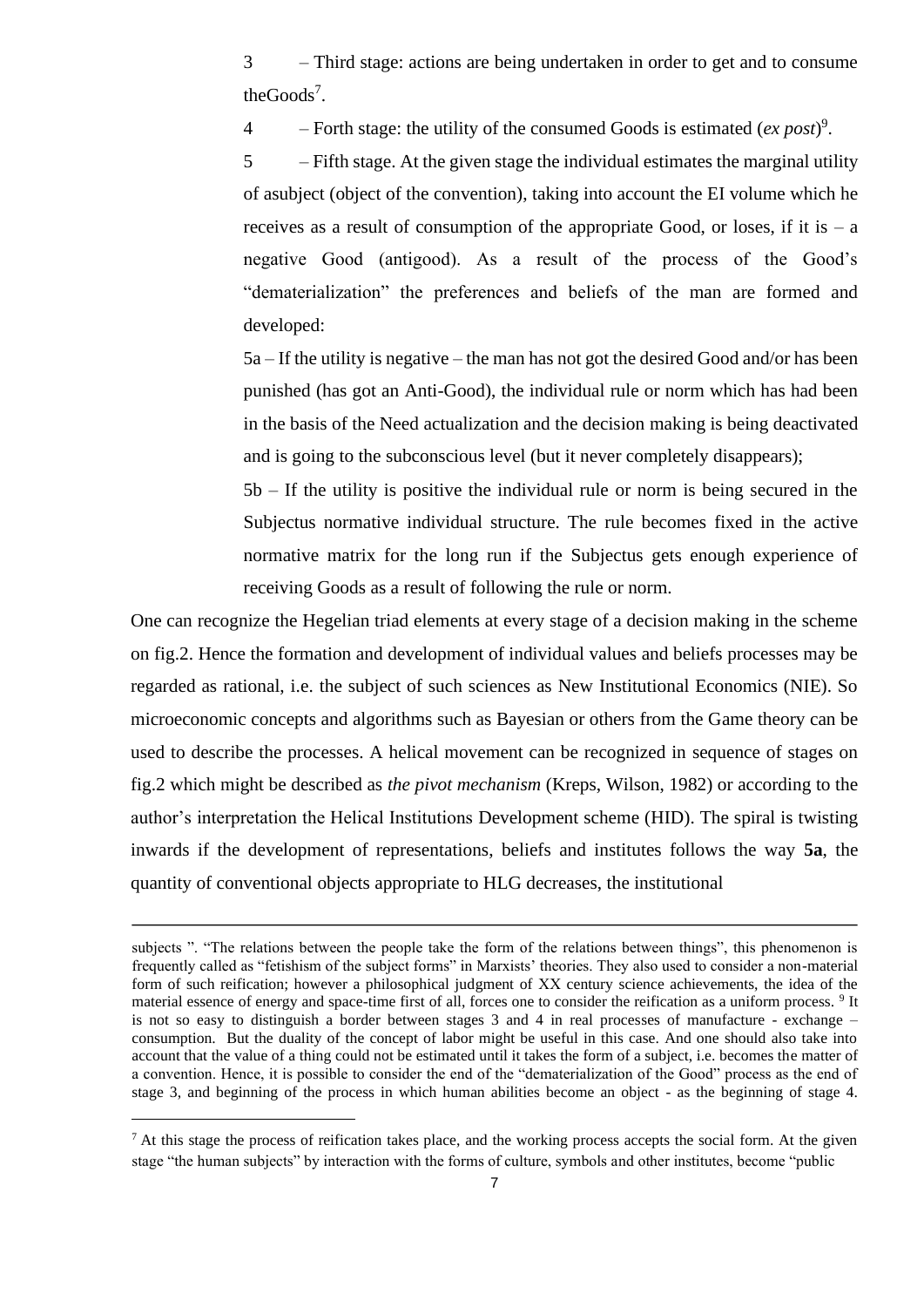3 – Third stage: actions are being undertaken in order to get and to consume theGoods[7].

4 – Forth stage: the utility of the consumed Goods is estimated (*ex post*)[9].

5 – Fifth stage. At the given stage the individual estimates the marginal utility of asubject (object of the convention), taking into account the EI volume which he receives as a result of consumption of the appropriate Good, or loses, if it is – a negative Good (antigood). As a result of the process of the Good's "dematerialization" the preferences and beliefs of the man are formed and developed:

5a – If the utility is negative – the man has not got the desired Good and/or has been punished (has got an Anti-Good), the individual rule or norm which has had been in the basis of the Need actualization and the decision making is being deactivated and is going to the subconscious level (but it never completely disappears);

5b – If the utility is positive the individual rule or norm is being secured in the Subjectus normative individual structure. The rule becomes fixed in the active normative matrix for the long run if the Subjectus gets enough experience of receiving Goods as a result of following the rule or norm.

One can recognize the Hegelian triad elements at every stage of a decision making in the scheme on fig.2. Hence the formation and development of individual values and beliefs processes may be regarded as rational, i.e. the subject of such sciences as New Institutional Economics (NIE). So microeconomic concepts and algorithms such as Bayesian or others from the Game theory can be used to describe the processes. A helical movement can be recognized in sequence of stages on fig.2 which might be described as *the pivot mechanism* (Kreps, Wilson, 1982) or according to the author's interpretation the Helical Institutions Development scheme (HID). The spiral is twisting inwards if the development of representations, beliefs and institutes follows the way **5a**, the quantity of conventional objects appropriate to HLG decreases, the institutional

---

subjects ". "The relations between the people take the form of the relations between things", this phenomenon is frequently called as "fetishism of the subject forms" in Marxists' theories. They also used to consider a non-material form of such reification; however a philosophical judgment of XX century science achievements, the idea of the material essence of energy and space-time first of all, forces one to consider the reification as a uniform process. [9] It is not so easy to distinguish a border between stages 3 and 4 in real processes of manufacture - exchange – consumption. But the duality of the concept of labor might be useful in this case. And one should also take into account that the value of a thing could not be estimated until it takes the form of a subject, i.e. becomes the matter of a convention. Hence, it is possible to consider the end of the "dematerialization of the Good" process as the end of stage 3, and beginning of the process in which human abilities become an object - as the beginning of stage 4.

[7] At this stage the process of reification takes place, and the working process accepts the social form. At the given stage "the human subjects" by interaction with the forms of culture, symbols and other institutes, become "public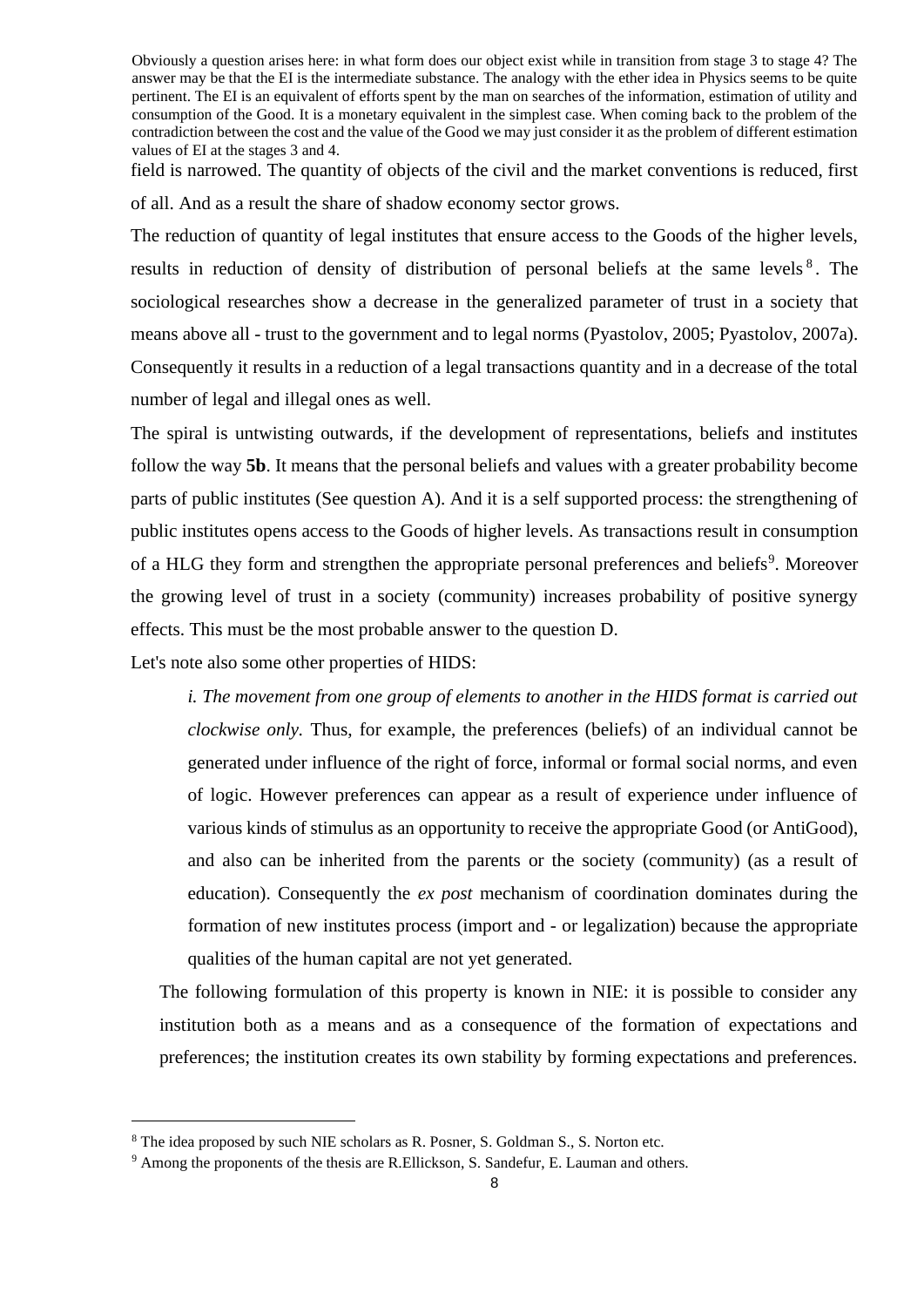Obviously a question arises here: in what form does our object exist while in transition from stage 3 to stage 4? The answer may be that the EI is the intermediate substance. The analogy with the ether idea in Physics seems to be quite pertinent. The EI is an equivalent of efforts spent by the man on searches of the information, estimation of utility and consumption of the Good. It is a monetary equivalent in the simplest case. When coming back to the problem of the contradiction between the cost and the value of the Good we may just consider it as the problem of different estimation values of EI at the stages 3 and 4.

field is narrowed. The quantity of objects of the civil and the market conventions is reduced, first of all. And as a result the share of shadow economy sector grows.

The reduction of quantity of legal institutes that ensure access to the Goods of the higher levels, results in reduction of density of distribution of personal beliefs at the same levels[8]. The sociological researches show a decrease in the generalized parameter of trust in a society that means above all - trust to the government and to legal norms (Pyastolov, 2005; Pyastolov, 2007a). Consequently it results in a reduction of a legal transactions quantity and in a decrease of the total number of legal and illegal ones as well.

The spiral is untwisting outwards, if the development of representations, beliefs and institutes follow the way **5b**. It means that the personal beliefs and values with a greater probability become parts of public institutes (See question A). And it is a self supported process: the strengthening of public institutes opens access to the Goods of higher levels. As transactions result in consumption of a HLG they form and strengthen the appropriate personal preferences and beliefs[9]. Moreover the growing level of trust in a society (community) increases probability of positive synergy effects. This must be the most probable answer to the question D.

Let's note also some other properties of HIDS:

> *i. The movement from one group of elements to another in the HIDS format is carried out clockwise only.* Thus, for example, the preferences (beliefs) of an individual cannot be generated under influence of the right of force, informal or formal social norms, and even of logic. However preferences can appear as a result of experience under influence of various kinds of stimulus as an opportunity to receive the appropriate Good (or AntiGood), and also can be inherited from the parents or the society (community) (as a result of education). Consequently the *ex post* mechanism of coordination dominates during the formation of new institutes process (import and - or legalization) because the appropriate qualities of the human capital are not yet generated.

The following formulation of this property is known in NIE: it is possible to consider any institution both as a means and as a consequence of the formation of expectations and preferences; the institution creates its own stability by forming expectations and preferences.

---

[8] The idea proposed by such NIE scholars as R. Posner, S. Goldman S., S. Norton etc.

[9] Among the proponents of the thesis are R.Ellickson, S. Sandefur, E. Lauman and others.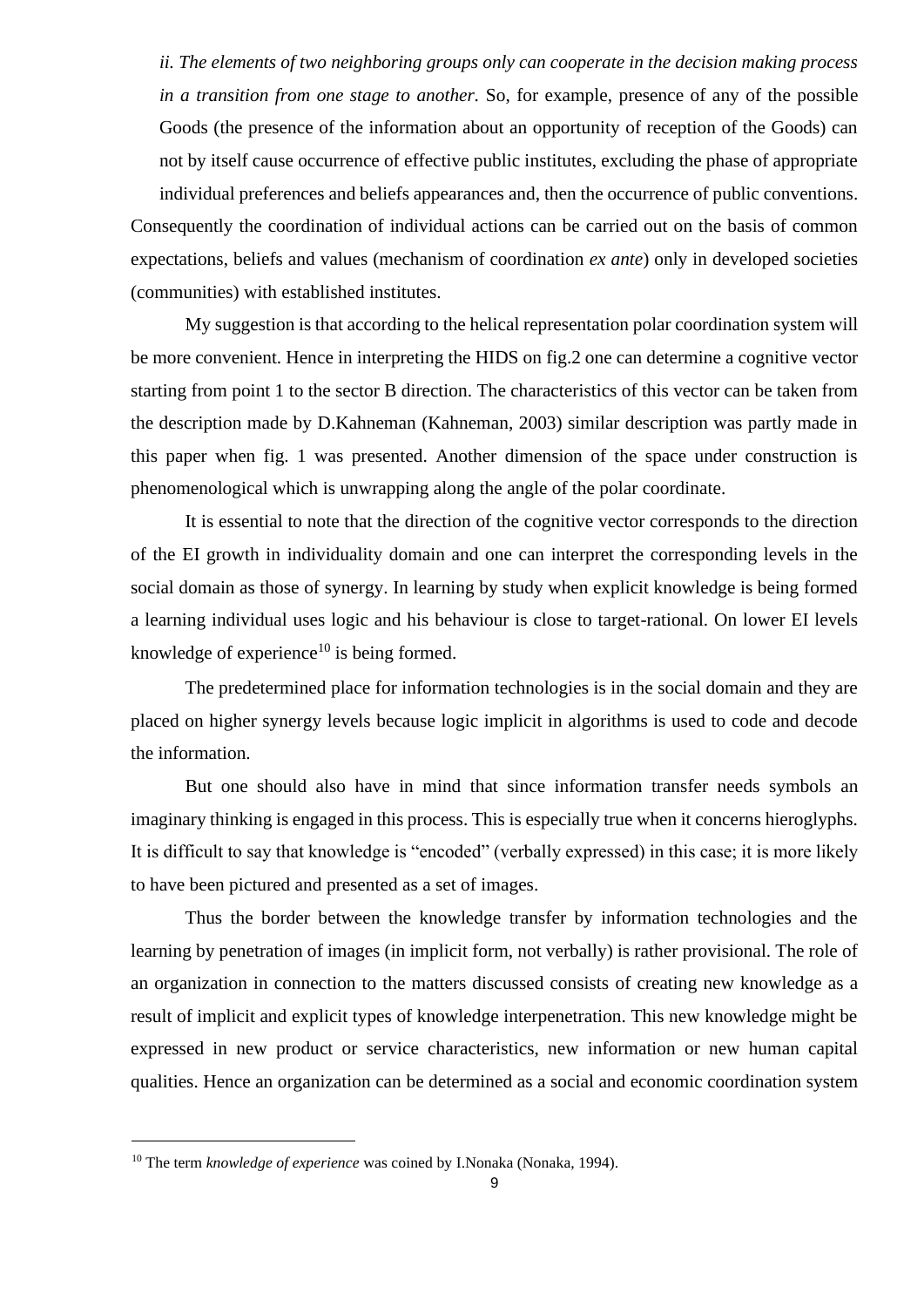*ii. The elements of two neighboring groups only can cooperate in the decision making process in a transition from one stage to another.* So, for example, presence of any of the possible Goods (the presence of the information about an opportunity of reception of the Goods) can not by itself cause occurrence of effective public institutes, excluding the phase of appropriate individual preferences and beliefs appearances and, then the occurrence of public conventions. Consequently the coordination of individual actions can be carried out on the basis of common expectations, beliefs and values (mechanism of coordination *ex ante*) only in developed societies (communities) with established institutes.

My suggestion is that according to the helical representation polar coordination system will be more convenient. Hence in interpreting the HIDS on fig.2 one can determine a cognitive vector starting from point 1 to the sector B direction. The characteristics of this vector can be taken from the description made by D.Kahneman (Kahneman, 2003) similar description was partly made in this paper when fig. 1 was presented. Another dimension of the space under construction is phenomenological which is unwrapping along the angle of the polar coordinate.

It is essential to note that the direction of the cognitive vector corresponds to the direction of the EI growth in individuality domain and one can interpret the corresponding levels in the social domain as those of synergy. In learning by study when explicit knowledge is being formed a learning individual uses logic and his behaviour is close to target-rational. On lower EI levels knowledge of experience[10] is being formed.

The predetermined place for information technologies is in the social domain and they are placed on higher synergy levels because logic implicit in algorithms is used to code and decode the information.

But one should also have in mind that since information transfer needs symbols an imaginary thinking is engaged in this process. This is especially true when it concerns hieroglyphs. It is difficult to say that knowledge is "encoded" (verbally expressed) in this case; it is more likely to have been pictured and presented as a set of images.

Thus the border between the knowledge transfer by information technologies and the learning by penetration of images (in implicit form, not verbally) is rather provisional. The role of an organization in connection to the matters discussed consists of creating new knowledge as a result of implicit and explicit types of knowledge interpenetration. This new knowledge might be expressed in new product or service characteristics, new information or new human capital qualities. Hence an organization can be determined as a social and economic coordination system

---

[10] The term *knowledge of experience* was coined by I.Nonaka (Nonaka, 1994).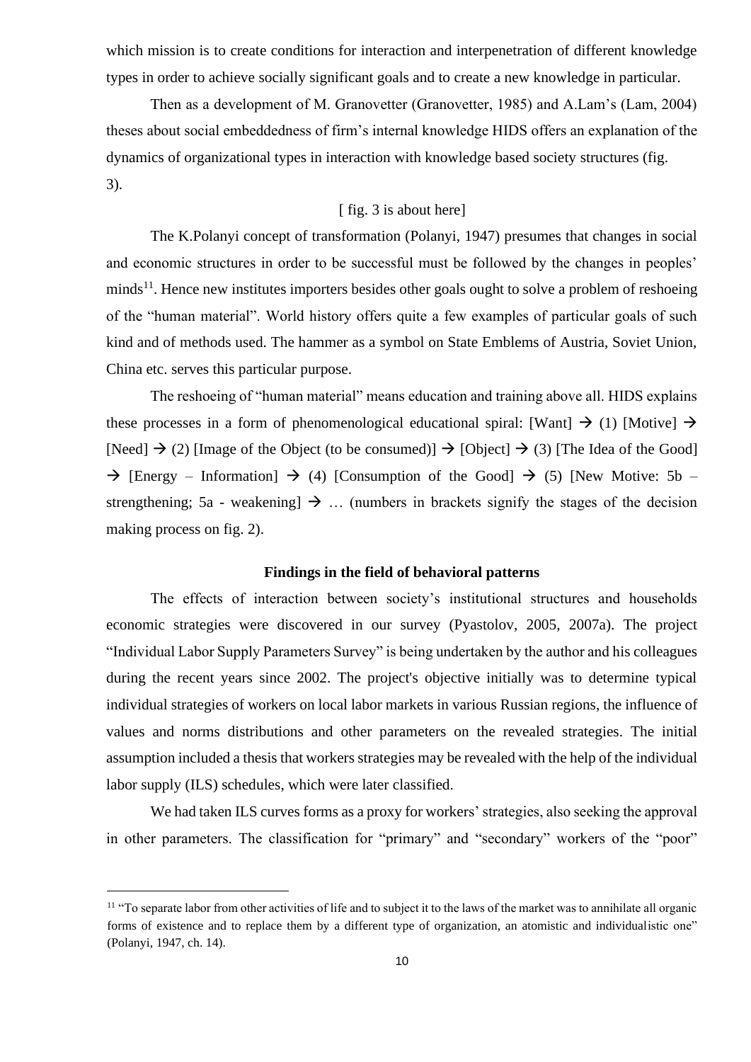which mission is to create conditions for interaction and interpenetration of different knowledge types in order to achieve socially significant goals and to create a new knowledge in particular.

Then as a development of M. Granovetter (Granovetter, 1985) and A.Lam's (Lam, 2004) theses about social embeddedness of firm's internal knowledge HIDS offers an explanation of the dynamics of organizational types in interaction with knowledge based society structures (fig. 3).

[ fig. 3 is about here]

The K.Polanyi concept of transformation (Polanyi, 1947) presumes that changes in social and economic structures in order to be successful must be followed by the changes in peoples' minds[11]. Hence new institutes importers besides other goals ought to solve a problem of reshoeing of the "human material". World history offers quite a few examples of particular goals of such kind and of methods used. The hammer as a symbol on State Emblems of Austria, Soviet Union, China etc. serves this particular purpose.

The reshoeing of "human material" means education and training above all. HIDS explains these processes in a form of phenomenological educational spiral: [Want] → (1) [Motive] → [Need] → (2) [Image of the Object (to be consumed)] → [Object] → (3) [The Idea of the Good] → [Energy – Information] → (4) [Consumption of the Good] → (5) [New Motive: 5b – strengthening; 5a - weakening] → … (numbers in brackets signify the stages of the decision making process on fig. 2).

### Findings in the field of behavioral patterns

The effects of interaction between society's institutional structures and households economic strategies were discovered in our survey (Pyastolov, 2005, 2007a). The project "Individual Labor Supply Parameters Survey" is being undertaken by the author and his colleagues during the recent years since 2002. The project's objective initially was to determine typical individual strategies of workers on local labor markets in various Russian regions, the influence of values and norms distributions and other parameters on the revealed strategies. The initial assumption included a thesis that workers strategies may be revealed with the help of the individual labor supply (ILS) schedules, which were later classified.

We had taken ILS curves forms as a proxy for workers' strategies, also seeking the approval in other parameters. The classification for "primary" and "secondary" workers of the "poor"

[11] "To separate labor from other activities of life and to subject it to the laws of the market was to annihilate all organic forms of existence and to replace them by a different type of organization, an atomistic and individualistic one" (Polanyi, 1947, ch. 14).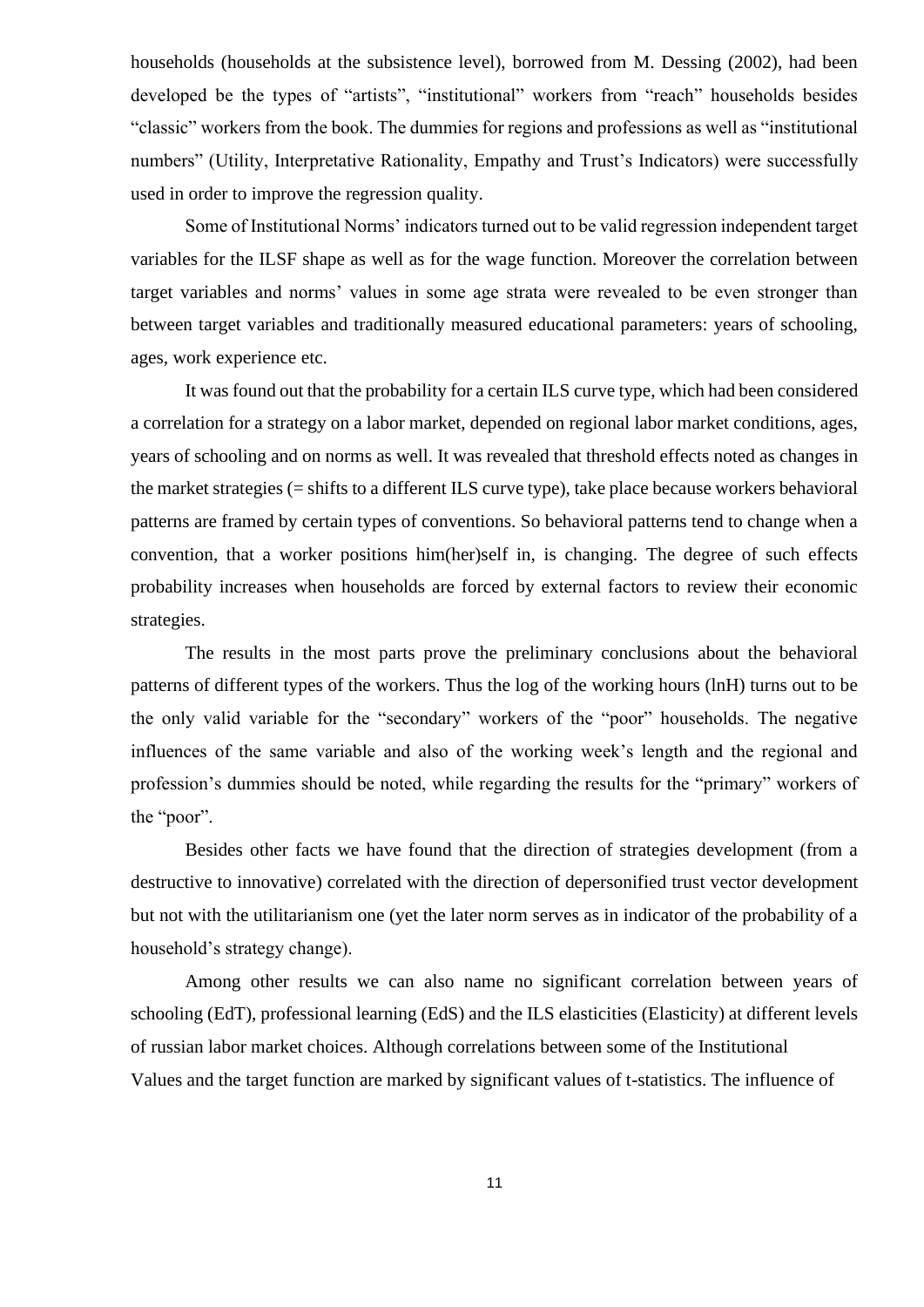households (households at the subsistence level), borrowed from M. Dessing (2002), had been developed be the types of "artists", "institutional" workers from "reach" households besides "classic" workers from the book. The dummies for regions and professions as well as "institutional numbers" (Utility, Interpretative Rationality, Empathy and Trust's Indicators) were successfully used in order to improve the regression quality.

Some of Institutional Norms' indicators turned out to be valid regression independent target variables for the ILSF shape as well as for the wage function. Moreover the correlation between target variables and norms' values in some age strata were revealed to be even stronger than between target variables and traditionally measured educational parameters: years of schooling, ages, work experience etc.

It was found out that the probability for a certain ILS curve type, which had been considered a correlation for a strategy on a labor market, depended on regional labor market conditions, ages, years of schooling and on norms as well. It was revealed that threshold effects noted as changes in the market strategies (= shifts to a different ILS curve type), take place because workers behavioral patterns are framed by certain types of conventions. So behavioral patterns tend to change when a convention, that a worker positions him(her)self in, is changing. The degree of such effects probability increases when households are forced by external factors to review their economic strategies.

The results in the most parts prove the preliminary conclusions about the behavioral patterns of different types of the workers. Thus the log of the working hours (lnH) turns out to be the only valid variable for the "secondary" workers of the "poor" households. The negative influences of the same variable and also of the working week's length and the regional and profession's dummies should be noted, while regarding the results for the "primary" workers of the "poor".

Besides other facts we have found that the direction of strategies development (from a destructive to innovative) correlated with the direction of depersonified trust vector development but not with the utilitarianism one (yet the later norm serves as in indicator of the probability of a household's strategy change).

Among other results we can also name no significant correlation between years of schooling (EdT), professional learning (EdS) and the ILS elasticities (Elasticity) at different levels of russian labor market choices. Although correlations between some of the Institutional Values and the target function are marked by significant values of t-statistics. The influence of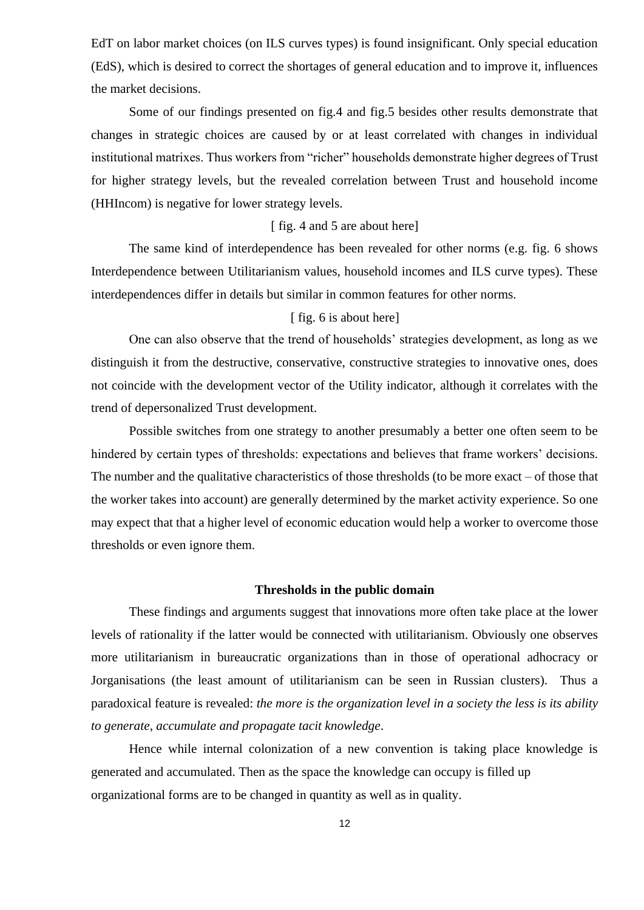EdT on labor market choices (on ILS curves types) is found insignificant. Only special education (EdS), which is desired to correct the shortages of general education and to improve it, influences the market decisions.

Some of our findings presented on fig.4 and fig.5 besides other results demonstrate that changes in strategic choices are caused by or at least correlated with changes in individual institutional matrixes. Thus workers from "richer" households demonstrate higher degrees of Trust for higher strategy levels, but the revealed correlation between Trust and household income (HHIncom) is negative for lower strategy levels.

[ fig. 4 and 5 are about here]

The same kind of interdependence has been revealed for other norms (e.g. fig. 6 shows Interdependence between Utilitarianism values, household incomes and ILS curve types). These interdependences differ in details but similar in common features for other norms.

[ fig. 6 is about here]

One can also observe that the trend of households' strategies development, as long as we distinguish it from the destructive, conservative, constructive strategies to innovative ones, does not coincide with the development vector of the Utility indicator, although it correlates with the trend of depersonalized Trust development.

Possible switches from one strategy to another presumably a better one often seem to be hindered by certain types of thresholds: expectations and believes that frame workers' decisions. The number and the qualitative characteristics of those thresholds (to be more exact – of those that the worker takes into account) are generally determined by the market activity experience. So one may expect that that a higher level of economic education would help a worker to overcome those thresholds or even ignore them.

## Thresholds in the public domain

These findings and arguments suggest that innovations more often take place at the lower levels of rationality if the latter would be connected with utilitarianism. Obviously one observes more utilitarianism in bureaucratic organizations than in those of operational adhocracy or Jorganisations (the least amount of utilitarianism can be seen in Russian clusters). Thus a paradoxical feature is revealed: *the more is the organization level in a society the less is its ability to generate, accumulate and propagate tacit knowledge*.

Hence while internal colonization of a new convention is taking place knowledge is generated and accumulated. Then as the space the knowledge can occupy is filled up organizational forms are to be changed in quantity as well as in quality.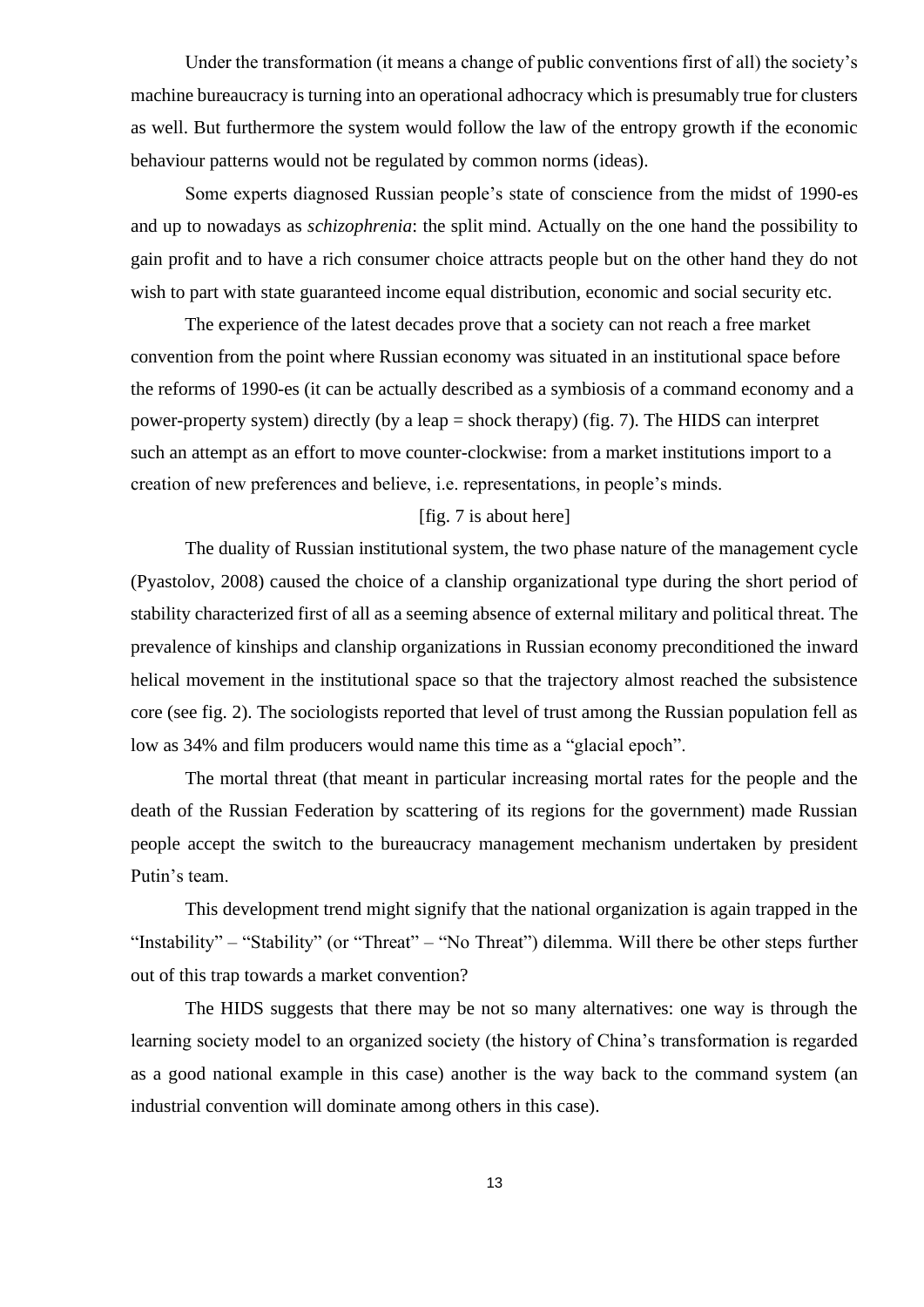Under the transformation (it means a change of public conventions first of all) the society's machine bureaucracy is turning into an operational adhocracy which is presumably true for clusters as well. But furthermore the system would follow the law of the entropy growth if the economic behaviour patterns would not be regulated by common norms (ideas).

Some experts diagnosed Russian people's state of conscience from the midst of 1990-es and up to nowadays as *schizophrenia*: the split mind. Actually on the one hand the possibility to gain profit and to have a rich consumer choice attracts people but on the other hand they do not wish to part with state guaranteed income equal distribution, economic and social security etc.

The experience of the latest decades prove that a society can not reach a free market convention from the point where Russian economy was situated in an institutional space before the reforms of 1990-es (it can be actually described as a symbiosis of a command economy and a power-property system) directly (by a leap = shock therapy) (fig. 7). The HIDS can interpret such an attempt as an effort to move counter-clockwise: from a market institutions import to a creation of new preferences and believe, i.e. representations, in people's minds.

[fig. 7 is about here]

The duality of Russian institutional system, the two phase nature of the management cycle (Pyastolov, 2008) caused the choice of a clanship organizational type during the short period of stability characterized first of all as a seeming absence of external military and political threat. The prevalence of kinships and clanship organizations in Russian economy preconditioned the inward helical movement in the institutional space so that the trajectory almost reached the subsistence core (see fig. 2). The sociologists reported that level of trust among the Russian population fell as low as 34% and film producers would name this time as a "glacial epoch".

The mortal threat (that meant in particular increasing mortal rates for the people and the death of the Russian Federation by scattering of its regions for the government) made Russian people accept the switch to the bureaucracy management mechanism undertaken by president Putin's team.

This development trend might signify that the national organization is again trapped in the "Instability" – "Stability" (or "Threat" – "No Threat") dilemma. Will there be other steps further out of this trap towards a market convention?

The HIDS suggests that there may be not so many alternatives: one way is through the learning society model to an organized society (the history of China's transformation is regarded as a good national example in this case) another is the way back to the command system (an industrial convention will dominate among others in this case).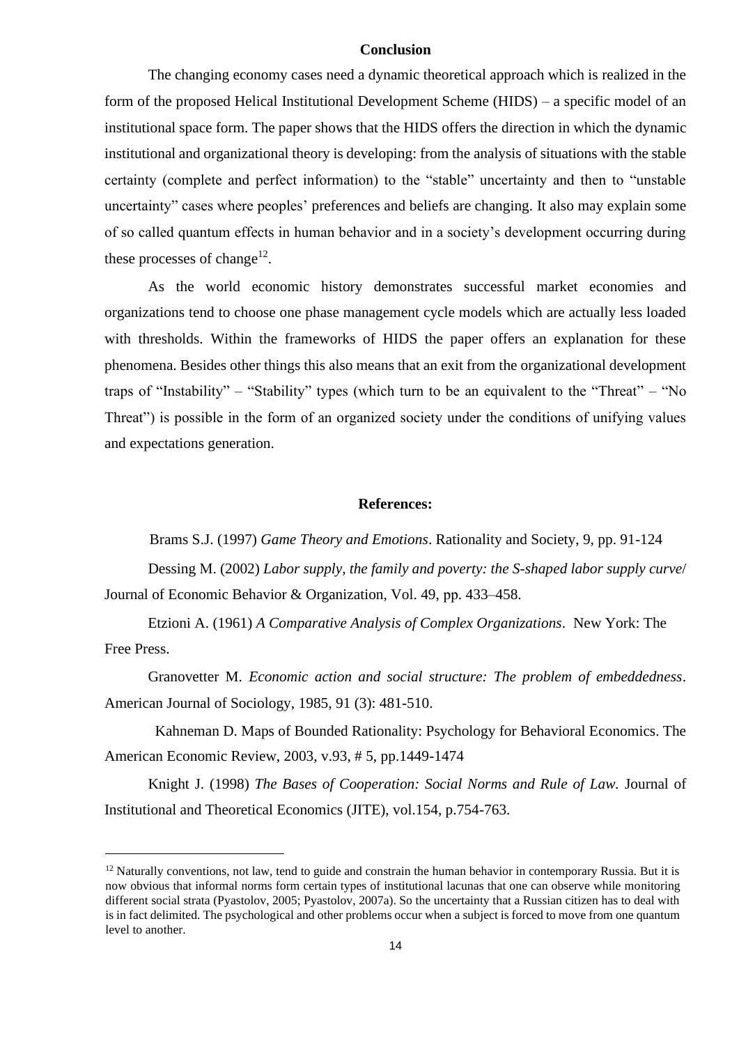## Conclusion

The changing economy cases need a dynamic theoretical approach which is realized in the form of the proposed Helical Institutional Development Scheme (HIDS) – a specific model of an institutional space form. The paper shows that the HIDS offers the direction in which the dynamic institutional and organizational theory is developing: from the analysis of situations with the stable certainty (complete and perfect information) to the "stable" uncertainty and then to "unstable uncertainty" cases where peoples' preferences and beliefs are changing. It also may explain some of so called quantum effects in human behavior and in a society's development occurring during these processes of change[12].

As the world economic history demonstrates successful market economies and organizations tend to choose one phase management cycle models which are actually less loaded with thresholds. Within the frameworks of HIDS the paper offers an explanation for these phenomena. Besides other things this also means that an exit from the organizational development traps of "Instability" – "Stability" types (which turn to be an equivalent to the "Threat" – "No Threat") is possible in the form of an organized society under the conditions of unifying values and expectations generation.

## References:

Brams S.J. (1997) *Game Theory and Emotions*. Rationality and Society, 9, pp. 91-124

Dessing M. (2002) *Labor supply, the family and poverty: the S-shaped labor supply curve*/ Journal of Economic Behavior & Organization, Vol. 49, pp. 433–458.

Etzioni A. (1961) *A Comparative Analysis of Complex Organizations*. New York: The Free Press.

Granovetter M. *Economic action and social structure: The problem of embeddedness*. American Journal of Sociology, 1985, 91 (3): 481-510.

Kahneman D. Maps of Bounded Rationality: Psychology for Behavioral Economics. The American Economic Review, 2003, v.93, # 5, pp.1449-1474

Knight J. (1998) *The Bases of Cooperation: Social Norms and Rule of Law.* Journal of Institutional and Theoretical Economics (JITE), vol.154, p.754-763.

---

[12] Naturally conventions, not law, tend to guide and constrain the human behavior in contemporary Russia. But it is now obvious that informal norms form certain types of institutional lacunas that one can observe while monitoring different social strata (Pyastolov, 2005; Pyastolov, 2007a). So the uncertainty that a Russian citizen has to deal with is in fact delimited. The psychological and other problems occur when a subject is forced to move from one quantum level to another.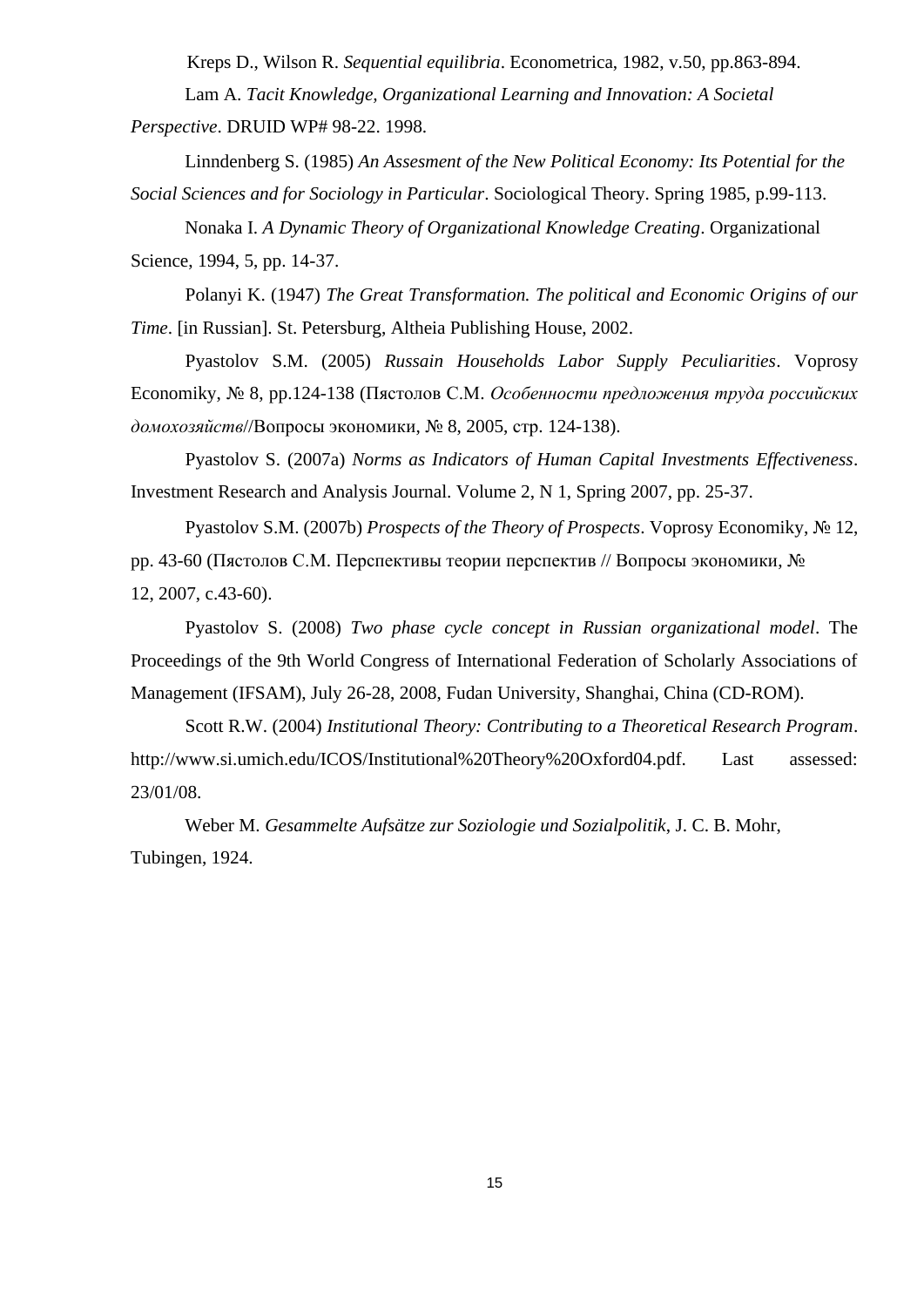Kreps D., Wilson R. *Sequential equilibria*. Econometrica, 1982, v.50, pp.863-894.

Lam A. *Tacit Knowledge, Organizational Learning and Innovation: A Societal Perspective*. DRUID WP# 98-22. 1998.

Linndenberg S. (1985) *An Assesment of the New Political Economy: Its Potential for the Social Sciences and for Sociology in Particular*. Sociological Theory. Spring 1985, p.99-113.

Nonaka I. *A Dynamic Theory of Organizational Knowledge Creating*. Organizational Science, 1994, 5, pp. 14-37.

Polanyi K. (1947) *The Great Transformation. The political and Economic Origins of our Time*. [in Russian]. St. Petersburg, Altheia Publishing House, 2002.

Pyastolov S.M. (2005) *Russain Households Labor Supply Peculiarities*. Voprosy Economiky, № 8, pp.124-138 (Пястолов С.М. *Особенности предложения труда российских домохозяйств*//Вопросы экономики, № 8, 2005, стр. 124-138).

Pyastolov S. (2007a) *Norms as Indicators of Human Capital Investments Effectiveness*. Investment Research and Analysis Journal. Volume 2, N 1, Spring 2007, pp. 25-37.

Pyastolov S.M. (2007b) *Prospects of the Theory of Prospects*. Voprosy Economiky, № 12, pp. 43-60 (Пястолов С.М. Перспективы теории перспектив // Вопросы экономики, № 12, 2007, с.43-60).

Pyastolov S. (2008) *Two phase cycle concept in Russian organizational model*. The Proceedings of the 9th World Congress of International Federation of Scholarly Associations of Management (IFSAM), July 26-28, 2008, Fudan University, Shanghai, China (CD-ROM).

Scott R.W. (2004) *Institutional Theory: Contributing to a Theoretical Research Program*. http://www.si.umich.edu/ICOS/Institutional%20Theory%20Oxford04.pdf. Last assessed: 23/01/08.

Weber M. *Gesammelte Aufsätze zur Soziologie und Sozialpolitik*, J. C. B. Mohr, Tubingen, 1924.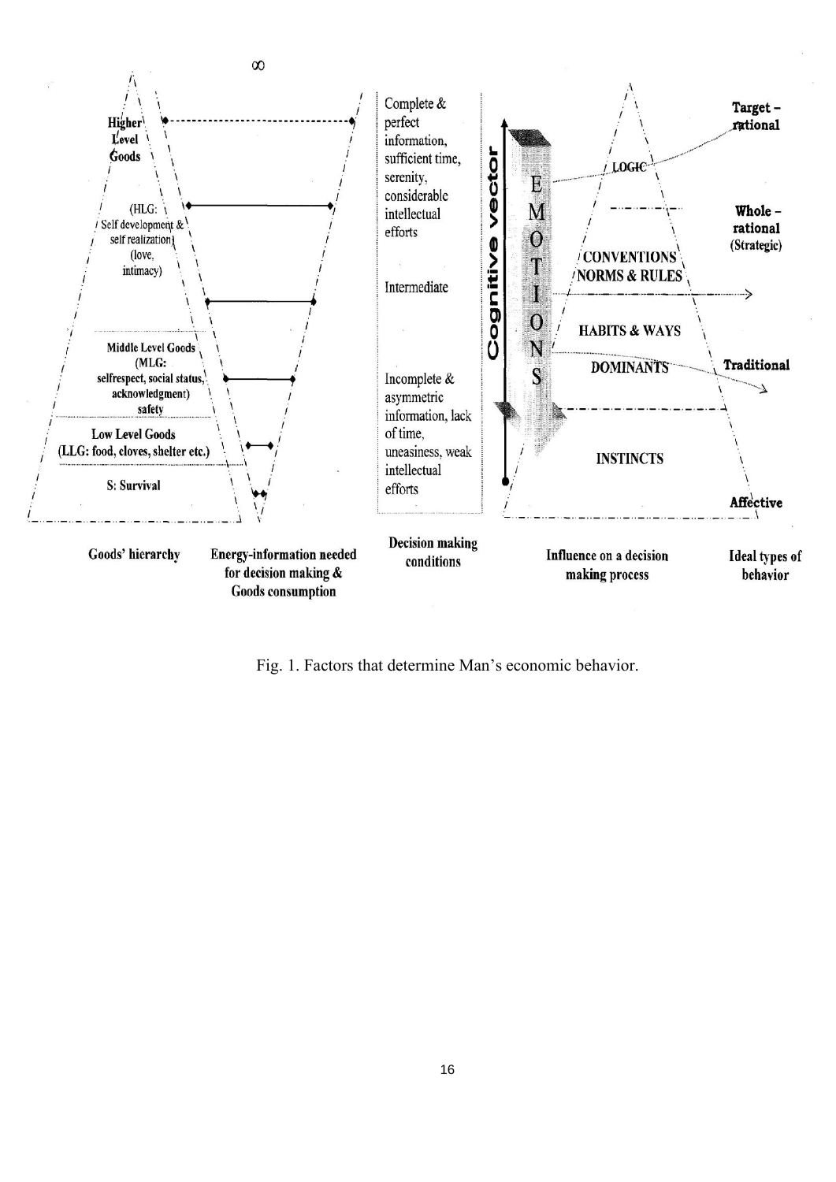∞

**Higher Level Goods**

(HLG: Self development & self realization) (love, intimacy)

**Middle Level Goods (MLG: selfrespect, social status, acknowledgment) safety**

**Low Level Goods (LLG: food, cloves, shelter etc.)**

**S: Survival**

Complete & perfect information, sufficient time, serenity, considerable intellectual efforts

Intermediate

Incomplete & asymmetric information, lack of time, uneasiness, weak intellectual efforts

**Cognitive vector**

EMOTIONS

LOGIC

CONVENTIONS NORMS & RULES

HABITS & WAYS

DOMINANTS

INSTINCTS

**Target – rational**

**Whole – rational** (Strategic)

**Traditional**

**Affective**

**Goods' hierarchy** | **Energy-information needed for decision making & Goods consumption** | **Decision making conditions** | **Influence on a decision making process** | **Ideal types of behavior**

Fig. 1. Factors that determine Man's economic behavior.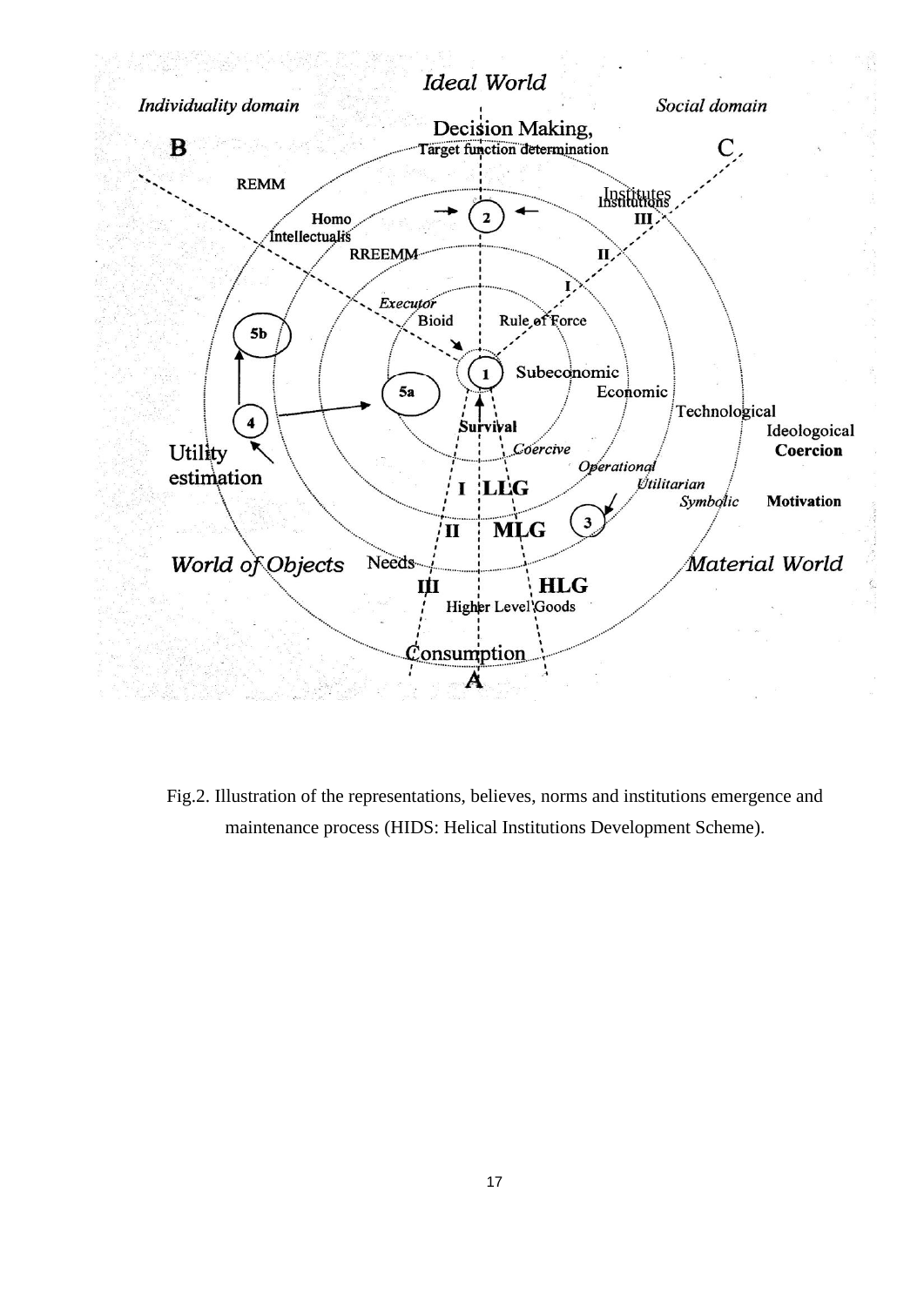Fig.2. Illustration of the representations, believes, norms and institutions emergence and maintenance process (HIDS: Helical Institutions Development Scheme).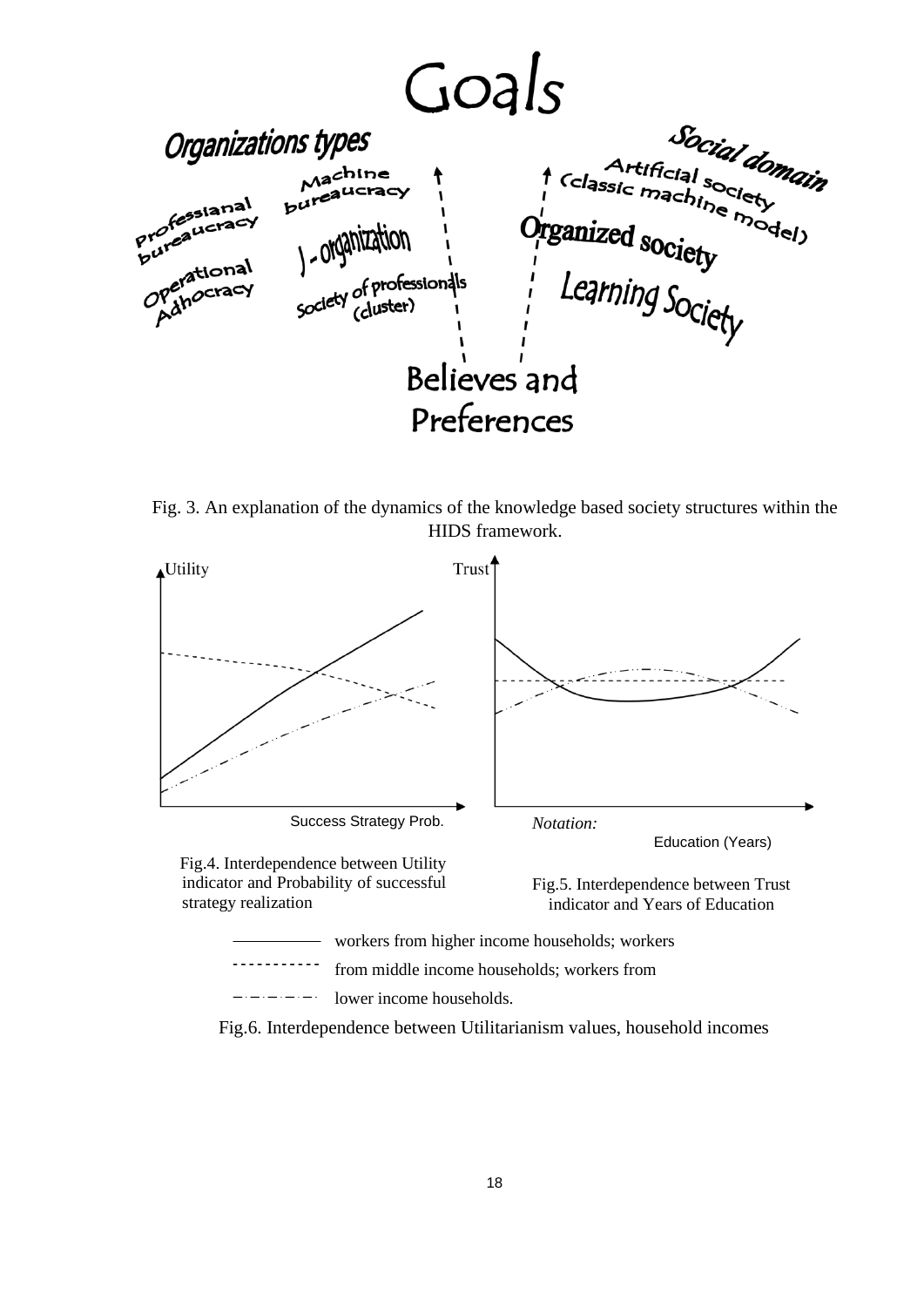Fig. 3. An explanation of the dynamics of the knowledge based society structures within the HIDS framework.

Fig.4. Interdependence between Utility indicator and Probability of successful strategy realization

Fig.5. Interdependence between Trust indicator and Years of Education

*Notation:*

——— workers from higher income households; workers

- - - - - from middle income households; workers from

–·–·–·– lower income households.

Fig.6. Interdependence between Utilitarianism values, household incomes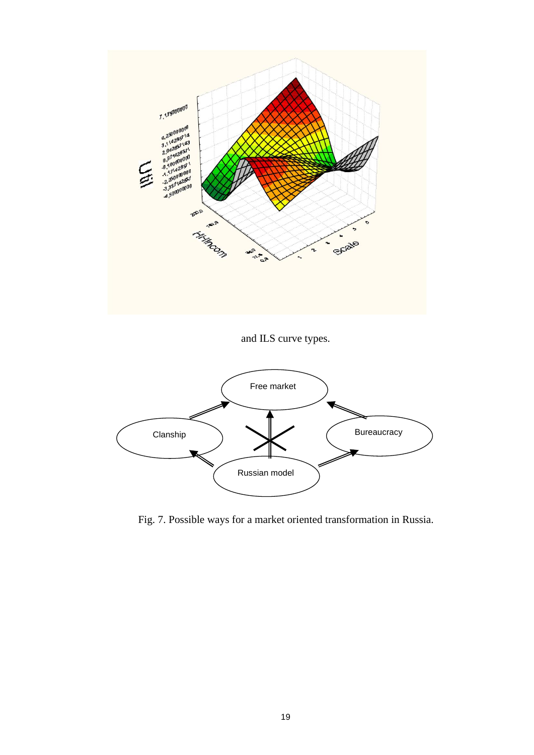Util

7,1750000000
6,2500000000
3,1142857143
2,0428571429
0,9714285714
-0,1000000000
-1,1714285714
-2,2500000000
-3,3571428571
-4,5000000000

HHIncom

Scale

and ILS curve types.

Free market

Clanship

Bureaucracy

Russian model

Fig. 7. Possible ways for a market oriented transformation in Russia.